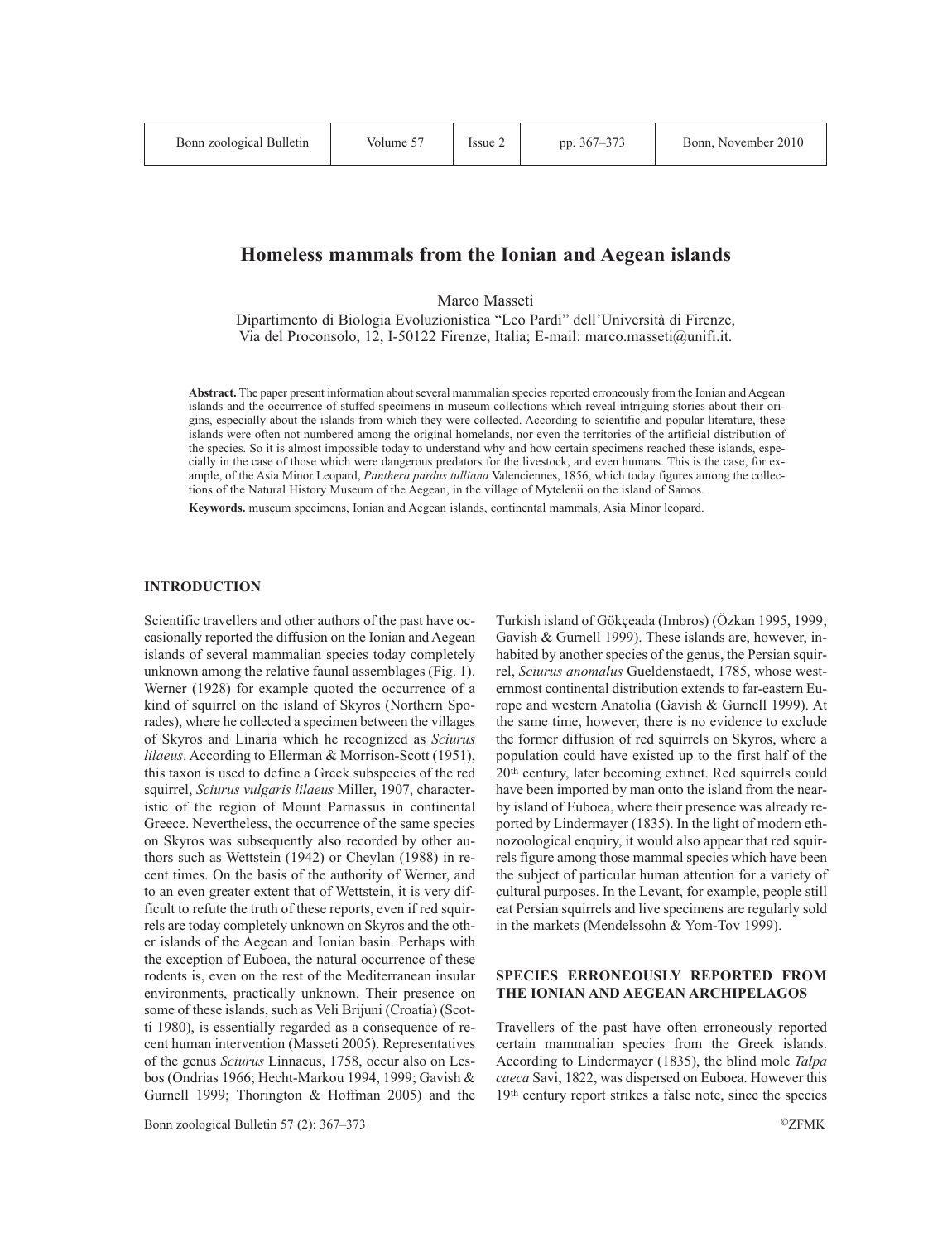# Homeless mammals from the Ionian and Aegean islands

Marco Masseti

Dipartimento di Biologia Evoluzionistica "Leo Pardi" dell'Università di Firenze, Via del Proconsolo, 12, I-50122 Firenze, Italia; E-mail: marco.masseti@unifi.it.

**Abstract.** The paper present information about several mammalian species reported erroneously from the Ionian and Aegean islands and the occurrence of stuffed specimens in museum collections which reveal intriguing stories about their origins, especially about the islands from which they were collected. According to scientific and popular literature, these islands were often not numbered among the original homelands, nor even the territories of the artificial distribution of the species. So it is almost impossible today to understand why and how certain specimens reached these islands, especially in the case of those which were dangerous predators for the livestock, and even humans. This is the case, for example, of the Asia Minor Leopard, *Panthera pardus tulliana* Valenciennes, 1856, which today figures among the collections of the Natural History Museum of the Aegean, in the village of Mytelenii on the island of Samos.

**Keywords.** museum specimens, Ionian and Aegean islands, continental mammals, Asia Minor leopard.

## INTRODUCTION

Scientific travellers and other authors of the past have occasionally reported the diffusion on the Ionian and Aegean islands of several mammalian species today completely unknown among the relative faunal assemblages (Fig. 1). Werner (1928) for example quoted the occurrence of a kind of squirrel on the island of Skyros (Northern Sporades), where he collected a specimen between the villages of Skyros and Linaria which he recognized as *Sciurus lilaeus*. According to Ellerman & Morrison-Scott (1951), this taxon is used to define a Greek subspecies of the red squirrel, *Sciurus vulgaris lilaeus* Miller, 1907, characteristic of the region of Mount Parnassus in continental Greece. Nevertheless, the occurrence of the same species on Skyros was subsequently also recorded by other authors such as Wettstein (1942) or Cheylan (1988) in recent times. On the basis of the authority of Werner, and to an even greater extent that of Wettstein, it is very difficult to refute the truth of these reports, even if red squirrels are today completely unknown on Skyros and the other islands of the Aegean and Ionian basin. Perhaps with the exception of Euboea, the natural occurrence of these rodents is, even on the rest of the Mediterranean insular environments, practically unknown. Their presence on some of these islands, such as Veli Brijuni (Croatia) (Scotti 1980), is essentially regarded as a consequence of recent human intervention (Masseti 2005). Representatives of the genus *Sciurus* Linnaeus, 1758, occur also on Lesbos (Ondrias 1966; Hecht-Markou 1994, 1999; Gavish & Gurnell 1999; Thorington & Hoffman 2005) and the Turkish island of Gökçeada (Imbros) (Özkan 1995, 1999; Gavish & Gurnell 1999). These islands are, however, inhabited by another species of the genus, the Persian squirrel, *Sciurus anomalus* Gueldenstaedt, 1785, whose westernmost continental distribution extends to far-eastern Europe and western Anatolia (Gavish & Gurnell 1999). At the same time, however, there is no evidence to exclude the former diffusion of red squirrels on Skyros, where a population could have existed up to the first half of the 20th century, later becoming extinct. Red squirrels could have been imported by man onto the island from the nearby island of Euboea, where their presence was already reported by Lindermayer (1835). In the light of modern ethnozoological enquiry, it would also appear that red squirrels figure among those mammal species which have been the subject of particular human attention for a variety of cultural purposes. In the Levant, for example, people still eat Persian squirrels and live specimens are regularly sold in the markets (Mendelssohn & Yom-Tov 1999).

## SPECIES ERRONEOUSLY REPORTED FROM THE IONIAN AND AEGEAN ARCHIPELAGOS

Travellers of the past have often erroneously reported certain mammalian species from the Greek islands. According to Lindermayer (1835), the blind mole *Talpa caeca* Savi, 1822, was dispersed on Euboea. However this 19th century report strikes a false note, since the species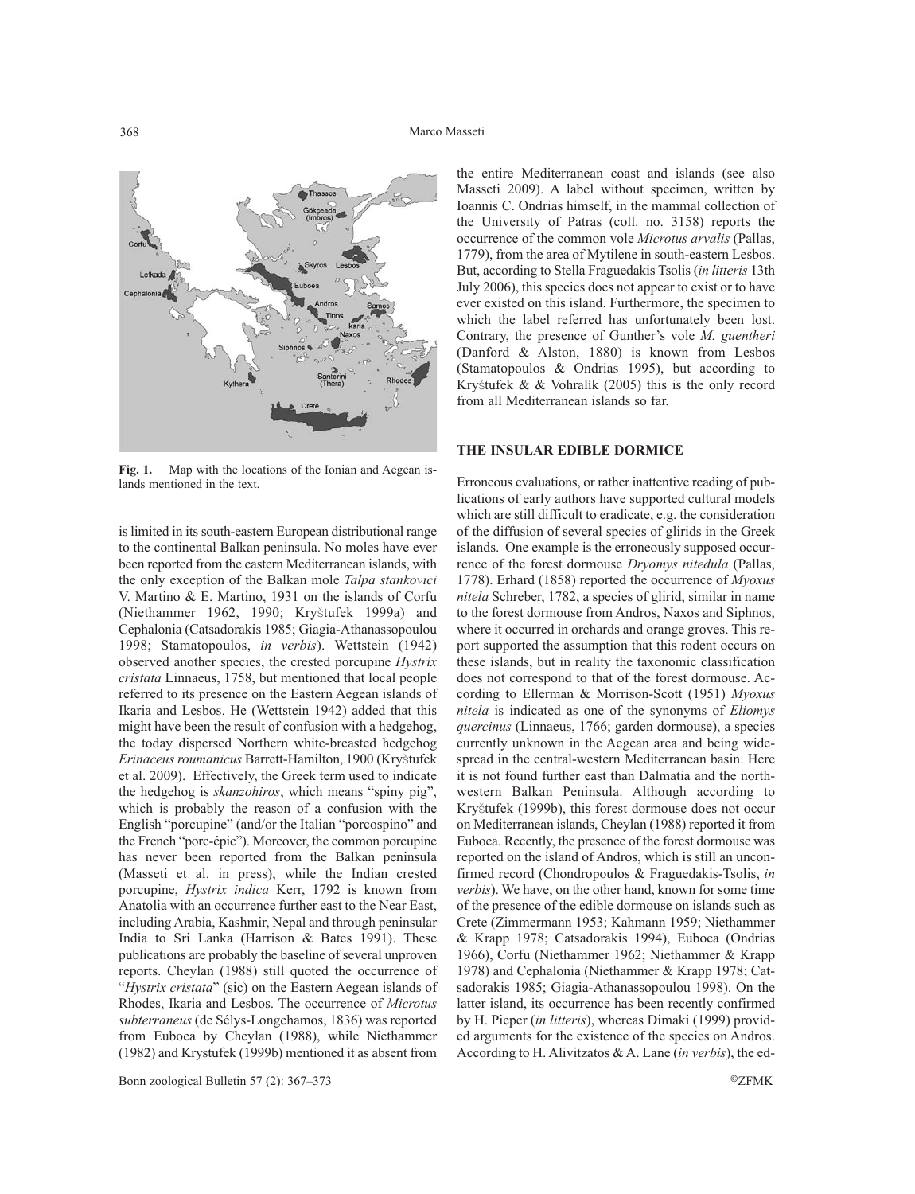**Fig. 1.** Map with the locations of the Ionian and Aegean islands mentioned in the text.

is limited in its south-eastern European distributional range to the continental Balkan peninsula. No moles have ever been reported from the eastern Mediterranean islands, with the only exception of the Balkan mole *Talpa stankovici* V. Martino & E. Martino, 1931 on the islands of Corfu (Niethammer 1962, 1990; Kryštufek 1999a) and Cephalonia (Catsadorakis 1985; Giagia-Athanassopoulou 1998; Stamatopoulos, *in verbis*). Wettstein (1942) observed another species, the crested porcupine *Hystrix cristata* Linnaeus, 1758, but mentioned that local people referred to its presence on the Eastern Aegean islands of Ikaria and Lesbos. He (Wettstein 1942) added that this might have been the result of confusion with a hedgehog, the today dispersed Northern white-breasted hedgehog *Erinaceus roumanicus* Barrett-Hamilton, 1900 (Kryštufek et al. 2009). Effectively, the Greek term used to indicate the hedgehog is *skanzohiros*, which means "spiny pig", which is probably the reason of a confusion with the English "porcupine" (and/or the Italian "porcospino" and the French "porc-épic"). Moreover, the common porcupine has never been reported from the Balkan peninsula (Masseti et al. in press), while the Indian crested porcupine, *Hystrix indica* Kerr, 1792 is known from Anatolia with an occurrence further east to the Near East, including Arabia, Kashmir, Nepal and through peninsular India to Sri Lanka (Harrison & Bates 1991). These publications are probably the baseline of several unproven reports. Cheylan (1988) still quoted the occurrence of "*Hystrix cristata*" (sic) on the Eastern Aegean islands of Rhodes, Ikaria and Lesbos. The occurrence of *Microtus subterraneus* (de Sélys-Longchamos, 1836) was reported from Euboea by Cheylan (1988), while Niethammer (1982) and Krystufek (1999b) mentioned it as absent from the entire Mediterranean coast and islands (see also Masseti 2009). A label without specimen, written by Ioannis C. Ondrias himself, in the mammal collection of the University of Patras (coll. no. 3158) reports the occurrence of the common vole *Microtus arvalis* (Pallas, 1779), from the area of Mytilene in south-eastern Lesbos. But, according to Stella Fraguedakis Tsolis (*in litteris* 13th July 2006), this species does not appear to exist or to have ever existed on this island. Furthermore, the specimen to which the label referred has unfortunately been lost. Contrary, the presence of Gunther's vole *M. guentheri* (Danford & Alston, 1880) is known from Lesbos (Stamatopoulos & Ondrias 1995), but according to Kryštufek & & Vohralík (2005) this is the only record from all Mediterranean islands so far.

## THE INSULAR EDIBLE DORMICE

Erroneous evaluations, or rather inattentive reading of publications of early authors have supported cultural models which are still difficult to eradicate, e.g. the consideration of the diffusion of several species of glirids in the Greek islands. One example is the erroneously supposed occurrence of the forest dormouse *Dryomys nitedula* (Pallas, 1778). Erhard (1858) reported the occurrence of *Myoxus nitela* Schreber, 1782, a species of glirid, similar in name to the forest dormouse from Andros, Naxos and Siphnos, where it occurred in orchards and orange groves. This report supported the assumption that this rodent occurs on these islands, but in reality the taxonomic classification does not correspond to that of the forest dormouse. According to Ellerman & Morrison-Scott (1951) *Myoxus nitela* is indicated as one of the synonyms of *Eliomys quercinus* (Linnaeus, 1766; garden dormouse), a species currently unknown in the Aegean area and being widespread in the central-western Mediterranean basin. Here it is not found further east than Dalmatia and the northwestern Balkan Peninsula. Although according to Kryštufek (1999b), this forest dormouse does not occur on Mediterranean islands, Cheylan (1988) reported it from Euboea. Recently, the presence of the forest dormouse was reported on the island of Andros, which is still an unconfirmed record (Chondropoulos & Fraguedakis-Tsolis, *in verbis*). We have, on the other hand, known for some time of the presence of the edible dormouse on islands such as Crete (Zimmermann 1953; Kahmann 1959; Niethammer & Krapp 1978; Catsadorakis 1994), Euboea (Ondrias 1966), Corfu (Niethammer 1962; Niethammer & Krapp 1978) and Cephalonia (Niethammer & Krapp 1978; Catsadorakis 1985; Giagia-Athanassopoulou 1998). On the latter island, its occurrence has been recently confirmed by H. Pieper (*in litteris*), whereas Dimaki (1999) provided arguments for the existence of the species on Andros. According to H. Alivitzatos & A. Lane (*in verbis*), the ed-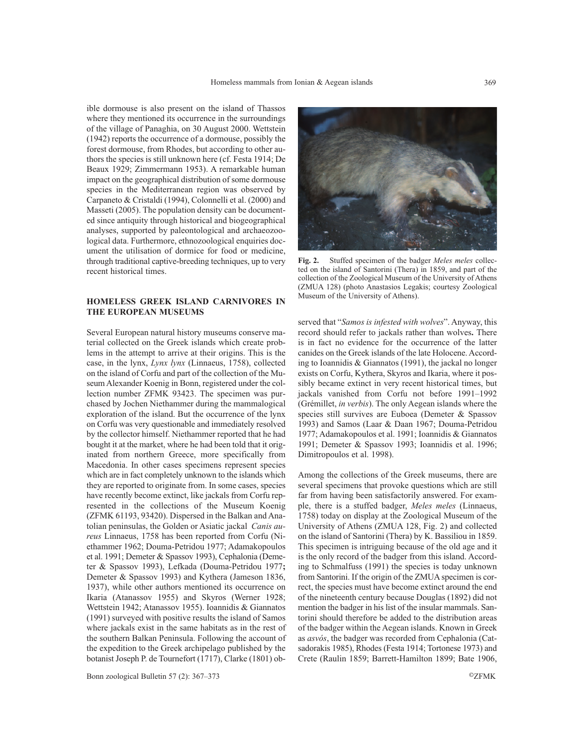ible dormouse is also present on the island of Thassos where they mentioned its occurrence in the surroundings of the village of Panaghia, on 30 August 2000. Wettstein (1942) reports the occurrence of a dormouse, possibly the forest dormouse, from Rhodes, but according to other authors the species is still unknown here (cf. Festa 1914; De Beaux 1929; Zimmermann 1953). A remarkable human impact on the geographical distribution of some dormouse species in the Mediterranean region was observed by Carpaneto & Cristaldi (1994), Colonnelli et al. (2000) and Masseti (2005). The population density can be documented since antiquity through historical and biogeographical analyses, supported by paleontological and archaeozoological data. Furthermore, ethnozoological enquiries document the utilisation of dormice for food or medicine, through traditional captive-breeding techniques, up to very recent historical times.

## HOMELESS GREEK ISLAND CARNIVORES IN THE EUROPEAN MUSEUMS

Several European natural history museums conserve material collected on the Greek islands which create problems in the attempt to arrive at their origins. This is the case, in the lynx, *Lynx lynx* (Linnaeus, 1758), collected on the island of Corfu and part of the collection of the Museum Alexander Koenig in Bonn, registered under the collection number ZFMK 93423. The specimen was purchased by Jochen Niethammer during the mammalogical exploration of the island. But the occurrence of the lynx on Corfu was very questionable and immediately resolved by the collector himself. Niethammer reported that he had bought it at the market, where he had been told that it originated from northern Greece, more specifically from Macedonia. In other cases specimens represent species which are in fact completely unknown to the islands which they are reported to originate from. In some cases, species have recently become extinct, like jackals from Corfu represented in the collections of the Museum Koenig (ZFMK 61193, 93420). Dispersed in the Balkan and Anatolian peninsulas, the Golden or Asiatic jackal *Canis aureus* Linnaeus, 1758 has been reported from Corfu (Niethammer 1962; Douma-Petridou 1977; Adamakopoulos et al. 1991; Demeter & Spassov 1993), Cephalonia (Demeter & Spassov 1993), Lefkada (Douma-Petridou 1977**;** Demeter & Spassov 1993) and Kythera (Jameson 1836, 1937), while other authors mentioned its occurrence on Ikaria (Atanassov 1955) and Skyros (Werner 1928; Wettstein 1942; Atanassov 1955). Ioannidis & Giannatos (1991) surveyed with positive results the island of Samos where jackals exist in the same habitats as in the rest of the southern Balkan Peninsula. Following the account of the expedition to the Greek archipelago published by the botanist Joseph P. de Tournefort (1717), Clarke (1801) observed that "*Samos is infested with wolves*". Anyway, this record should refer to jackals rather than wolves**.** There is in fact no evidence for the occurrence of the latter canides on the Greek islands of the late Holocene. According to Ioannidis & Giannatos (1991), the jackal no longer exists on Corfu, Kythera, Skyros and Ikaria, where it possibly became extinct in very recent historical times, but jackals vanished from Corfu not before 1991–1992 (Grémillet, *in verbis*). The only Aegean islands where the species still survives are Euboea (Demeter & Spassov 1993) and Samos (Laar & Daan 1967; Douma-Petridou 1977; Adamakopoulos et al. 1991; Ioannidis & Giannatos 1991; Demeter & Spassov 1993; Ioannidis et al. 1996; Dimitropoulos et al. 1998).

**Fig. 2.** Stuffed specimen of the badger *Meles meles* collected on the island of Santorini (Thera) in 1859, and part of the collection of the Zoological Museum of the University of Athens (ZMUA 128) (photo Anastasios Legakis; courtesy Zoological Museum of the University of Athens).

Among the collections of the Greek museums, there are several specimens that provoke questions which are still far from having been satisfactorily answered. For example, there is a stuffed badger, *Meles meles* (Linnaeus, 1758) today on display at the Zoological Museum of the University of Athens (ZMUA 128, Fig. 2) and collected on the island of Santorini (Thera) by K. Bassiliou in 1859. This specimen is intriguing because of the old age and it is the only record of the badger from this island. According to Schmalfuss (1991) the species is today unknown from Santorini. If the origin of the ZMUA specimen is correct, the species must have become extinct around the end of the nineteenth century because Douglas (1892) did not mention the badger in his list of the insular mammals. Santorini should therefore be added to the distribution areas of the badger within the Aegean islands. Known in Greek as *asvós*, the badger was recorded from Cephalonia (Catsadorakis 1985), Rhodes (Festa 1914; Tortonese 1973) and Crete (Raulin 1859; Barrett-Hamilton 1899; Bate 1906,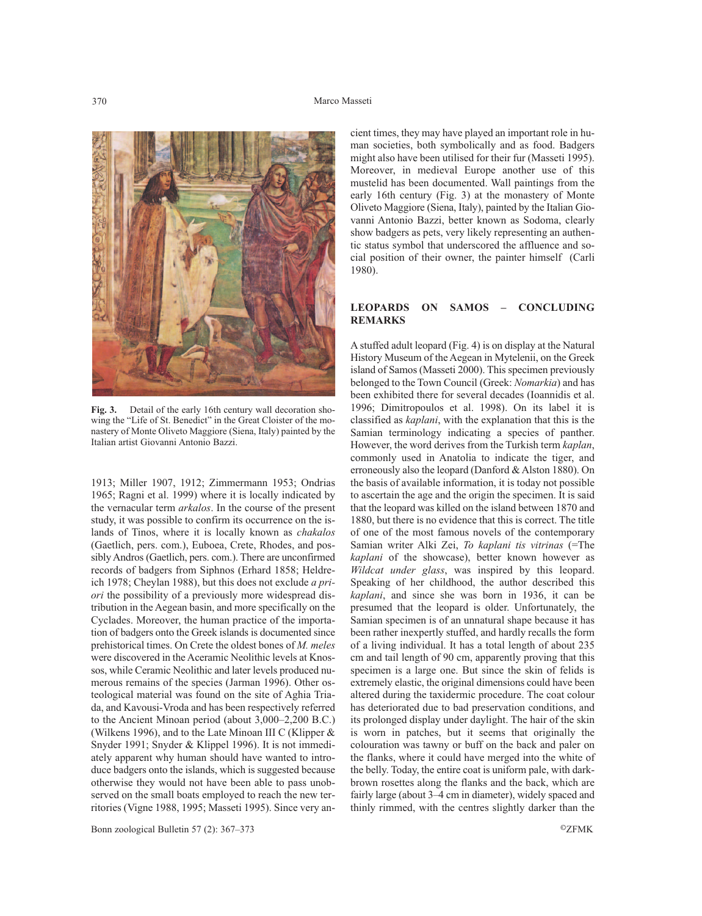Fig. 3. Detail of the early 16th century wall decoration showing the "Life of St. Benedict" in the Great Cloister of the monastery of Monte Oliveto Maggiore (Siena, Italy) painted by the Italian artist Giovanni Antonio Bazzi.

1913; Miller 1907, 1912; Zimmermann 1953; Ondrias 1965; Ragni et al. 1999) where it is locally indicated by the vernacular term *arkalos*. In the course of the present study, it was possible to confirm its occurrence on the islands of Tinos, where it is locally known as *chakalos* (Gaetlich, pers. com.), Euboea, Crete, Rhodes, and possibly Andros (Gaetlich, pers. com.). There are unconfirmed records of badgers from Siphnos (Erhard 1858; Heldreich 1978; Cheylan 1988), but this does not exclude *a priori* the possibility of a previously more widespread distribution in the Aegean basin, and more specifically on the Cyclades. Moreover, the human practice of the importation of badgers onto the Greek islands is documented since prehistorical times. On Crete the oldest bones of *M. meles* were discovered in the Aceramic Neolithic levels at Knossos, while Ceramic Neolithic and later levels produced numerous remains of the species (Jarman 1996). Other osteological material was found on the site of Aghia Triada, and Kavousi-Vroda and has been respectively referred to the Ancient Minoan period (about 3,000–2,200 B.C.) (Wilkens 1996), and to the Late Minoan III C (Klipper & Snyder 1991; Snyder & Klippel 1996). It is not immediately apparent why human should have wanted to introduce badgers onto the islands, which is suggested because otherwise they would not have been able to pass unobserved on the small boats employed to reach the new territories (Vigne 1988, 1995; Masseti 1995). Since very ancient times, they may have played an important role in human societies, both symbolically and as food. Badgers might also have been utilised for their fur (Masseti 1995). Moreover, in medieval Europe another use of this mustelid has been documented. Wall paintings from the early 16th century (Fig. 3) at the monastery of Monte Oliveto Maggiore (Siena, Italy), painted by the Italian Giovanni Antonio Bazzi, better known as Sodoma, clearly show badgers as pets, very likely representing an authentic status symbol that underscored the affluence and social position of their owner, the painter himself (Carli 1980).

## LEOPARDS ON SAMOS – CONCLUDING REMARKS

A stuffed adult leopard (Fig. 4) is on display at the Natural History Museum of the Aegean in Mytelenii, on the Greek island of Samos (Masseti 2000). This specimen previously belonged to the Town Council (Greek: *Nomarkia*) and has been exhibited there for several decades (Ioannidis et al. 1996; Dimitropoulos et al. 1998). On its label it is classified as *kaplani*, with the explanation that this is the Samian terminology indicating a species of panther. However, the word derives from the Turkish term *kaplan*, commonly used in Anatolia to indicate the tiger, and erroneously also the leopard (Danford & Alston 1880). On the basis of available information, it is today not possible to ascertain the age and the origin the specimen. It is said that the leopard was killed on the island between 1870 and 1880, but there is no evidence that this is correct. The title of one of the most famous novels of the contemporary Samian writer Alki Zei, *To kaplani tis vitrinas* (=The *kaplani* of the showcase), better known however as *Wildcat under glass*, was inspired by this leopard. Speaking of her childhood, the author described this *kaplani*, and since she was born in 1936, it can be presumed that the leopard is older. Unfortunately, the Samian specimen is of an unnatural shape because it has been rather inexpertly stuffed, and hardly recalls the form of a living individual. It has a total length of about 235 cm and tail length of 90 cm, apparently proving that this specimen is a large one. But since the skin of felids is extremely elastic, the original dimensions could have been altered during the taxidermic procedure. The coat colour has deteriorated due to bad preservation conditions, and its prolonged display under daylight. The hair of the skin is worn in patches, but it seems that originally the colouration was tawny or buff on the back and paler on the flanks, where it could have merged into the white of the belly. Today, the entire coat is uniform pale, with dark-brown rosettes along the flanks and the back, which are fairly large (about 3–4 cm in diameter), widely spaced and thinly rimmed, with the centres slightly darker than the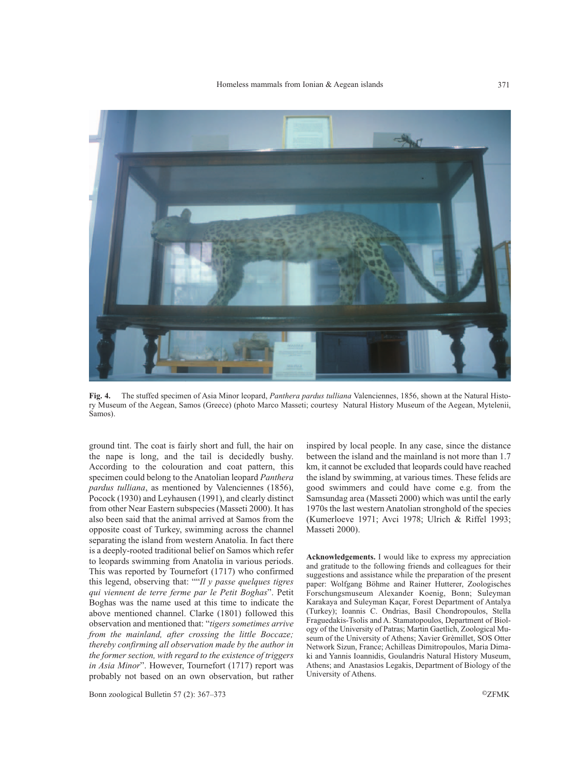**Fig. 4.** The stuffed specimen of Asia Minor leopard, *Panthera pardus tulliana* Valenciennes, 1856, shown at the Natural History Museum of the Aegean, Samos (Greece) (photo Marco Masseti; courtesy Natural History Museum of the Aegean, Mytelenii, Samos).

ground tint. The coat is fairly short and full, the hair on the nape is long, and the tail is decidedly bushy. According to the colouration and coat pattern, this specimen could belong to the Anatolian leopard *Panthera pardus tulliana*, as mentioned by Valenciennes (1856), Pocock (1930) and Leyhausen (1991), and clearly distinct from other Near Eastern subspecies (Masseti 2000). It has also been said that the animal arrived at Samos from the opposite coast of Turkey, swimming across the channel separating the island from western Anatolia. In fact there is a deeply-rooted traditional belief on Samos which refer to leopards swimming from Anatolia in various periods. This was reported by Tournefort (1717) who confirmed this legend, observing that: ""*Il y passe quelques tigres qui viennent de terre ferme par le Petit Boghas*". Petit Boghas was the name used at this time to indicate the above mentioned channel. Clarke (1801) followed this observation and mentioned that: "*tigers sometimes arrive from the mainland, after crossing the little Boccaze; thereby confirming all observation made by the author in the former section, with regard to the existence of triggers in Asia Minor*". However, Tournefort (1717) report was probably not based on an own observation, but rather inspired by local people. In any case, since the distance between the island and the mainland is not more than 1.7 km, it cannot be excluded that leopards could have reached the island by swimming, at various times. These felids are good swimmers and could have come e.g. from the Samsundag area (Masseti 2000) which was until the early 1970s the last western Anatolian stronghold of the species (Kumerloeve 1971; Avci 1978; Ulrich & Riffel 1993; Masseti 2000).

**Acknowledgements.** I would like to express my appreciation and gratitude to the following friends and colleagues for their suggestions and assistance while the preparation of the present paper: Wolfgang Böhme and Rainer Hutterer, Zoologisches Forschungsmuseum Alexander Koenig, Bonn; Suleyman Karakaya and Suleyman Kaçar, Forest Department of Antalya (Turkey); Ioannis C. Ondrias, Basil Chondropoulos, Stella Fraguedakis-Tsolis and A. Stamatopoulos, Department of Biology of the University of Patras; Martin Gaetlich, Zoological Museum of the University of Athens; Xavier Grèmillet, SOS Otter Network Sizun, France; Achilleas Dimitropoulos, Maria Dimaki and Yannis Ioannidis, Goulandris Natural History Museum, Athens; and Anastasios Legakis, Department of Biology of the University of Athens.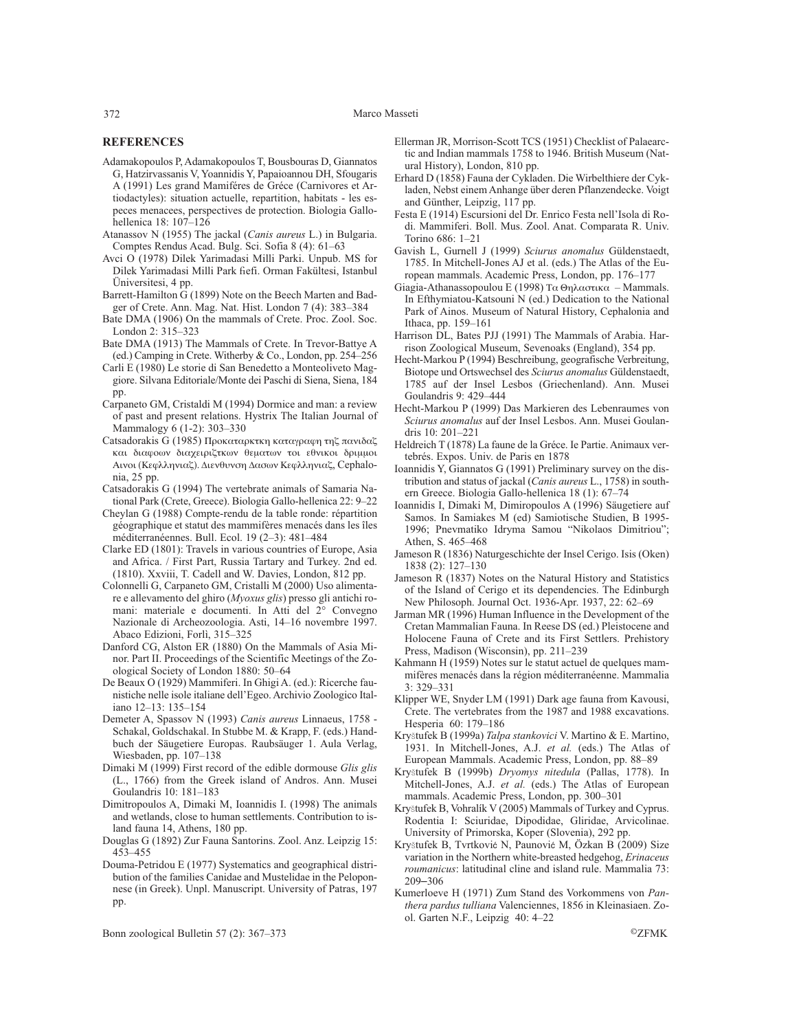## REFERENCES

Adamakopoulos P, Adamakopoulos T, Bousbouras D, Giannatos G, Hatzirvassanis V, Yoannidis Y, Papaioannou DH, Sfougaris A (1991) Les grand Mamiféres de Gréce (Carnivores et Artiodactyles): situation actuelle, repartition, habitats - les especes menacees, perspectives de protection. Biologia Gallohellenica 18: 107–126

Atanassov N (1955) The jackal (*Canis aureus* L.) in Bulgaria. Comptes Rendus Acad. Bulg. Sci. Sofia 8 (4): 61–63

Avci O (1978) Dilek Yarimadasi Milli Parki. Unpub. MS for Dilek Yarimadasi Milli Park fiefi. Orman Fakültesi, Istanbul Üniversitesi, 4 pp.

Barrett-Hamilton G (1899) Note on the Beech Marten and Badger of Crete. Ann. Mag. Nat. Hist. London 7 (4): 383–384

Bate DMA (1906) On the mammals of Crete. Proc. Zool. Soc. London 2: 315–323

Bate DMA (1913) The Mammals of Crete. In Trevor-Battye A (ed.) Camping in Crete. Witherby & Co., London, pp. 254–256

Carli E (1980) Le storie di San Benedetto a Monteoliveto Maggiore. Silvana Editoriale/Monte dei Paschi di Siena, Siena, 184 pp.

Carpaneto GM, Cristaldi M (1994) Dormice and man: a review of past and present relations. Hystrix The Italian Journal of Mammalogy 6 (1-2): 303–330

Catsadorakis G (1985) Προκαταρκτηκη καταγραφη τηζ πανιδαζ και διαφοων διαχειριζτκων θεματων τοι εθνικοι δριμμοι Αινοι (Κεφλληνιαζ). Διενθυνση Δασων Κεφλληνιαζ, Cephalonia, 25 pp.

Catsadorakis G (1994) The vertebrate animals of Samaria National Park (Crete, Greece). Biologia Gallo-hellenica 22: 9–22

Cheylan G (1988) Compte-rendu de la table ronde: répartition géographique et statut des mammifères menacés dans les îles méditerranéennes. Bull. Ecol. 19 (2–3): 481–484

Clarke ED (1801): Travels in various countries of Europe, Asia and Africa. / First Part, Russia Tartary and Turkey. 2nd ed. (1810). Xxviii, T. Cadell and W. Davies, London, 812 pp.

Colonnelli G, Carpaneto GM, Cristalli M (2000) Uso alimentare e allevamento del ghiro (*Myoxus glis*) presso gli antichi romani: materiale e documenti. In Atti del 2° Convegno Nazionale di Archeozoologia. Asti, 14–16 novembre 1997. Abaco Edizioni, Forlì, 315–325

Danford CG, Alston ER (1880) On the Mammals of Asia Minor. Part II. Proceedings of the Scientific Meetings of the Zoological Society of London 1880: 50–64

De Beaux O (1929) Mammiferi. In Ghigi A. (ed.): Ricerche faunistiche nelle isole italiane dell'Egeo. Archivio Zoologico Italiano 12–13: 135–154

Demeter A, Spassov N (1993) *Canis aureus* Linnaeus, 1758 - Schakal, Goldschakal. In Stubbe M. & Krapp, F. (eds.) Handbuch der Säugetiere Europas. Raubsäuger 1. Aula Verlag, Wiesbaden, pp. 107–138

Dimaki M (1999) First record of the edible dormouse *Glis glis* (L., 1766) from the Greek island of Andros. Ann. Musei Goulandris 10: 181–183

Dimitropoulos A, Dimaki M, Ioannidis I. (1998) The animals and wetlands, close to human settlements. Contribution to island fauna 14, Athens, 180 pp.

Douglas G (1892) Zur Fauna Santorins. Zool. Anz. Leipzig 15: 453–455

Douma-Petridou E (1977) Systematics and geographical distribution of the families Canidae and Mustelidae in the Peloponnese (in Greek). Unpl. Manuscript. University of Patras, 197 pp.

Ellerman JR, Morrison-Scott TCS (1951) Checklist of Palaearctic and Indian mammals 1758 to 1946. British Museum (Natural History), London, 810 pp.

Erhard D (1858) Fauna der Cykladen. Die Wirbelthiere der Cykladen, Nebst einem Anhange über deren Pflanzendecke. Voigt and Günther, Leipzig, 117 pp.

Festa E (1914) Escursioni del Dr. Enrico Festa nell'Isola di Rodi. Mammiferi. Boll. Mus. Zool. Anat. Comparata R. Univ. Torino 686: 1–21

Gavish L, Gurnell J (1999) *Sciurus anomalus* Güldenstaedt, 1785. In Mitchell-Jones AJ et al. (eds.) The Atlas of the European mammals. Academic Press, London, pp. 176–177

Giagia-Athanasopoulou E (1998) Τα Θηλαστικα – Mammals. In Efthymiatou-Katsouni N (ed.) Dedication to the National Park of Ainos. Museum of Natural History, Cephalonia and Ithaca, pp. 159–161

Harrison DL, Bates PJJ (1991) The Mammals of Arabia. Harrison Zoological Museum, Sevenoaks (England), 354 pp.

Hecht-Markou P (1994) Beschreibung, geografische Verbreitung, Biotope und Ortswechsel des *Sciurus anomalus* Güldenstaedt, 1785 auf der Insel Lesbos (Griechenland). Ann. Musei Goulandris 9: 429–444

Hecht-Markou P (1999) Das Markieren des Lebenraumes von *Sciurus anomalus* auf der Insel Lesbos. Ann. Musei Goulandris 10: 201–221

Heldreich T (1878) La faune de la Gréce. Ie Partie. Animaux vertebrés. Expos. Univ. de Paris en 1878

Ioannidis Y, Giannatos G (1991) Preliminary survey on the distribution and status of jackal (*Canis aureus* L., 1758) in southern Greece. Biologia Gallo-hellenica 18 (1): 67–74

Ioannidis I, Dimaki M, Dimiropoulos A (1996) Säugetiere auf Samos. In Samiakes M (ed) Samiotische Studien, B 1995-1996; Pnevmatiko Idryma Samou "Nikolaos Dimitriou"; Athen, S. 465–468

Jameson R (1836) Naturgeschichte der Insel Cerigo. Isis (Oken) 1838 (2): 127–130

Jameson R (1837) Notes on the Natural History and Statistics of the Island of Cerigo et its dependencies. The Edinburgh New Philosoph. Journal Oct. 1936-Apr. 1937, 22: 62–69

Jarman MR (1996) Human Influence in the Development of the Cretan Mammalian Fauna. In Reese DS (ed.) Pleistocene and Holocene Fauna of Crete and its First Settlers. Prehistory Press, Madison (Wisconsin), pp. 211–239

Kahmann H (1959) Notes sur le statut actuel de quelques mammifères menacés dans la région méditerranéenne. Mammalia 3: 329–331

Klipper WE, Snyder LM (1991) Dark age fauna from Kavousi, Crete. The vertebrates from the 1987 and 1988 excavations. Hesperia 60: 179–186

Kryštufek B (1999a) *Talpa stankovici* V. Martino & E. Martino, 1931. In Mitchell-Jones, A.J. *et al.* (eds.) The Atlas of European Mammals. Academic Press, London, pp. 88–89

Kryštufek B (1999b) *Dryomys nitedula* (Pallas, 1778). In Mitchell-Jones, A.J. *et al.* (eds.) The Atlas of European mammals. Academic Press, London, pp. 300–301

Kryštufek B, Vohralík V (2005) Mammals of Turkey and Cyprus. Rodentia I: Sciuridae, Dipodidae, Gliridae, Arvicolinae. University of Primorska, Koper (Slovenia), 292 pp.

Kryštufek B, Tvrtković N, Paunović M, Özkan B (2009) Size variation in the Northern white-breasted hedgehog, *Erinaceus roumanicus*: latitudinal cline and island rule. Mammalia 73: 209–306

Kumerloeve H (1971) Zum Stand des Vorkommens von *Panthera pardus tulliana* Valenciennes, 1856 in Kleinasiaen. Zool. Garten N.F., Leipzig 40: 4–22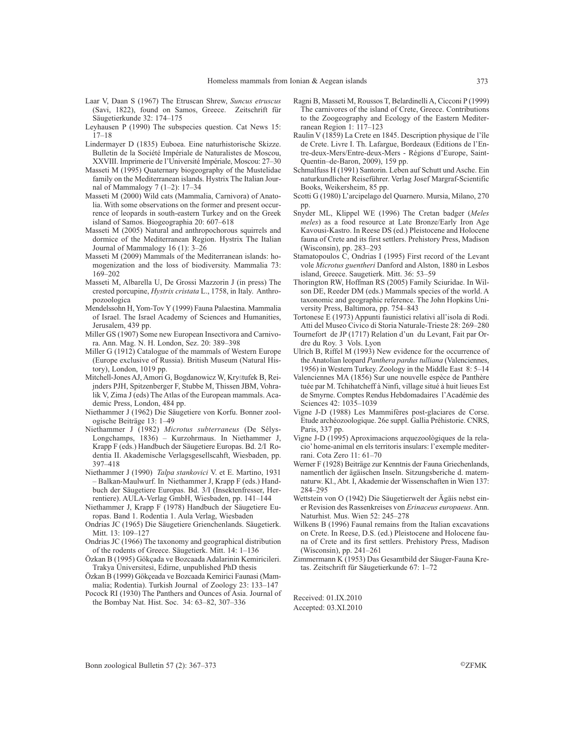Laar V, Daan S (1967) The Etruscan Shrew, *Suncus etruscus* (Savi, 1822), found on Samos, Greece. Zeitschrift für Säugetierkunde 32: 174–175

Leyhausen P (1990) The subspecies question. Cat News 15: 17–18

Lindermayer D (1835) Euboea. Eine naturhistorische Skizze. Bulletin de la Société Impériale de Naturalistes de Moscou, XXVIII. Imprimerie de l'Université Impériale, Moscou: 27–30

Masseti M (1995) Quaternary biogeography of the Mustelidae family on the Mediterranean islands. Hystrix The Italian Journal of Mammalogy 7 (1–2): 17–34

Masseti M (2000) Wild cats (Mammalia, Carnivora) of Anatolia. With some observations on the former and present occurrence of leopards in south-eastern Turkey and on the Greek island of Samos. Biogeographia 20: 607–618

Masseti M (2005) Natural and anthropochorous squirrels and dormice of the Mediterranean Region. Hystrix The Italian Journal of Mammalogy 16 (1): 3–26

Masseti M (2009) Mammals of the Mediterranean islands: homogenization and the loss of biodiversity. Mammalia 73: 169–202

Masseti M, Albarella U, De Grossi Mazzorin J (in press) The crested porcupine, *Hystrix cristata* L., 1758, in Italy. Anthropozoologica

Mendelssohn H, Yom-Tov Y (1999) Fauna Palaestina. Mammalia of Israel. The Israel Academy of Sciences and Humanities, Jerusalem, 439 pp.

Miller GS (1907) Some new European Insectivora and Carnivora. Ann. Mag. N. H. London, Sez. 20: 389–398

Miller G (1912) Catalogue of the mammals of Western Europe (Europe exclusive of Russia). British Museum (Natural History), London, 1019 pp.

Mitchell-Jones AJ, Amori G, Bogdanowicz W, Kryštufek B, Reijnders PJH, Spitzenberger F, Stubbe M, Thissen JBM, Vohralik V, Zima J (eds) The Atlas of the European mammals. Academic Press, London, 484 pp.

Niethammer J (1962) Die Säugetiere von Korfu. Bonner zoologische Beiträge 13: 1–49

Niethammer J (1982) *Microtus subterraneus* (De Sélys-Longchamps, 1836) – Kurzohrmaus. In Niethammer J, Krapp F (eds.) Handbuch der Säugetiere Europas. Bd. 2/I Rodentia II. Akademische Verlagsgesellscahft, Wiesbaden, pp. 397–418

Niethammer J (1990) *Talpa stankovici* V. et E. Martino, 1931 – Balkan-Maulwurf. In Niethammer J, Krapp F (eds.) Handbuch der Säugetiere Europas. Bd. 3/I (Insektenfresser, Herrentiere). AULA-Verlag GmbH, Wiesbaden, pp. 141–144

Niethammer J, Krapp F (1978) Handbuch der Säugetiere Europas. Band 1. Rodentia 1. Aula Verlag, Wiesbaden

Ondrias JC (1965) Die Säugetiere Grienchenlands. Säugetierk. Mitt. 13: 109–127

Ondrias JC (1966) The taxonomy and geographical distribution of the rodents of Greece. Säugetierk. Mitt. 14: 1–136

Özkan B (1995) Gökçada ve Bozcaada Adalarinin Kemiricileri. Trakya Üniversitesi, Edirne, unpublished PhD thesis

Özkan B (1999) Gökçeada ve Bozcaada Kemirici Faunasi (Mammalia; Rodentia). Turkish Journal of Zoology 23: 133–147

Pocock RI (1930) The Panthers and Ounces of Asia. Journal of the Bombay Nat. Hist. Soc. 34: 63–82, 307–336

Ragni B, Masseti M, Roussos T, Belardinelli A, Cicconi P (1999) The carnivores of the island of Crete, Greece. Contributions to the Zoogeography and Ecology of the Eastern Mediterranean Region 1: 117–123

Raulin V (1859) La Crete en 1845. Description physique de l'île de Crete. Livre I. Th. Lafargue, Bordeaux (Editions de l'Entre-deux-Mers/Entre-deux-Mers - Régions d'Europe, Saint-Quentin–de-Baron, 2009), 159 pp.

Schmalfuss H (1991) Santorin. Leben auf Schutt und Asche. Ein naturkundlicher Reiseführer. Verlag Josef Margraf-Scientific Books, Weikersheim, 85 pp.

Scotti G (1980) L'arcipelago del Quarnero. Mursia, Milano, 270 pp.

Snyder ML, Klippel WE (1996) The Cretan badger (*Meles meles*) as a food resource at Late Bronze/Early Iron Age Kavousi-Kastro. In Reese DS (ed.) Pleistocene and Holocene fauna of Crete and its first settlers. Prehistory Press, Madison (Wisconsin), pp. 283–293

Stamatopoulos C, Ondrias I (1995) First record of the Levant vole *Microtus guentheri* Danford and Alston, 1880 in Lesbos island, Greece. Saugetierk. Mitt. 36: 53–59

Thorington RW, Hoffman RS (2005) Family Sciuridae. In Wilson DE, Reeder DM (eds.) Mammals species of the world. A taxonomic and geographic reference. The John Hopkins University Press, Baltimora, pp. 754–843

Tortonese E (1973) Appunti faunistici relativi all'isola di Rodi. Atti del Museo Civico di Storia Naturale-Trieste 28: 269–280

Tournefort de JP (1717) Relation d'un du Levant, Fait par Ordre du Roy. 3 Vols. Lyon

Ulrich B, Riffel M (1993) New evidence for the occurrence of the Anatolian leopard *Panthera pardus tulliana* (Valenciennes, 1956) in Western Turkey. Zoology in the Middle East 8: 5–14

Valenciennes MA (1856) Sur une nouvelle espèce de Panthère tuée par M. Tchihatcheff à Ninfi, village situé à huit lieues Est de Smyrne. Comptes Rendus Hebdomadaires l'Académie des Sciences 42: 1035–1039

Vigne J-D (1988) Les Mammifères post-glaciares de Corse. Etude archéozoologique. 26e suppl. Gallia Préhistorie. CNRS, Paris, 337 pp.

Vigne J-D (1995) Aproximacions arquezoològiques de la relacio' home-animal en els territoris insulars: l'exemple mediterrani. Cota Zero 11: 61–70

Werner F (1928) Beiträge zur Kenntnis der Fauna Griechenlands, namentlich der ägäischen Inseln. Sitzungsberiche d. matemnaturw. Kl., Abt. I, Akademie der Wissenschaften in Wien 137: 284–295

Wettstein von O (1942) Die Säugetierwelt der Ägäis nebst einer Revision des Rassenkreises von *Erinaceus europaeus*. Ann. Naturhist. Mus. Wien 52: 245–278

Wilkens B (1996) Faunal remains from the Italian excavations on Crete. In Reese, D.S. (ed.) Pleistocene and Holocene fauna of Crete and its first settlers. Prehistory Press, Madison (Wisconsin), pp. 241–261

Zimmermann K (1953) Das Gesamtbild der Säuger-Fauna Kretas. Zeitschrift für Säugetierkunde 67: 1–72

Received: 01.IX.2010
Accepted: 03.XI.2010